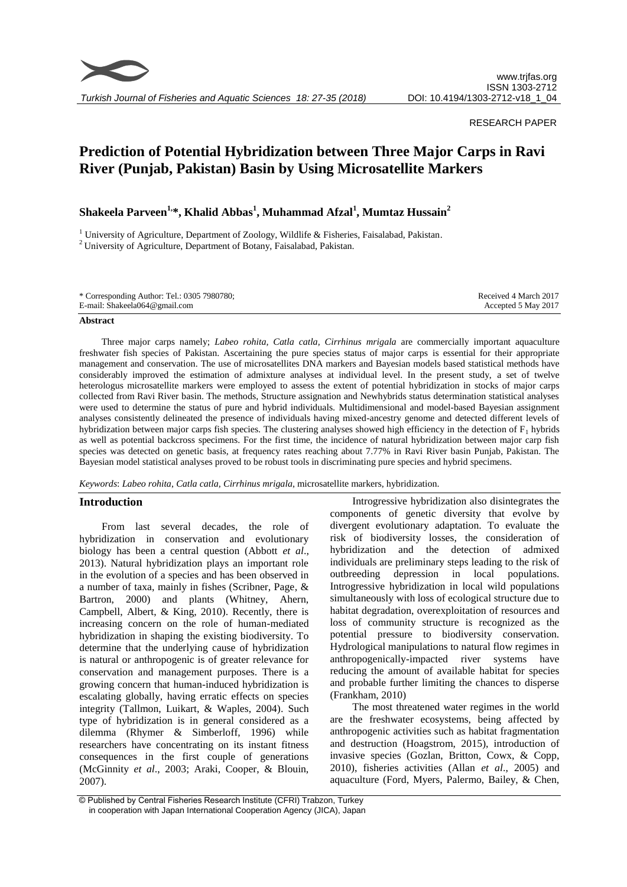RESEARCH PAPER

# Prediction of Potential Hybridization between Three Major Carps in Ravi River (Punjab, Pakistan) Basin by Using Microsatellite Markers

**Shakeela Parveen[1,*], Khalid Abbas[1], Muhammad Afzal[1], Mumtaz Hussain[2]**

[1] University of Agriculture, Department of Zoology, Wildlife & Fisheries, Faisalabad, Pakistan.
[2] University of Agriculture, Department of Botany, Faisalabad, Pakistan.

* Corresponding Author: Tel.: 0305 7980780;
E-mail: Shakeela064@gmail.com

Received 4 March 2017
Accepted 5 May 2017

## Abstract

Three major carps namely; *Labeo rohita, Catla catla, Cirrhinus mrigala* are commercially important aquaculture freshwater fish species of Pakistan. Ascertaining the pure species status of major carps is essential for their appropriate management and conservation. The use of microsatellites DNA markers and Bayesian models based statistical methods have considerably improved the estimation of admixture analyses at individual level. In the present study, a set of twelve heterologus microsatellite markers were employed to assess the extent of potential hybridization in stocks of major carps collected from Ravi River basin. The methods, Structure assignation and Newhybrids status determination statistical analyses were used to determine the status of pure and hybrid individuals. Multidimensional and model-based Bayesian assignment analyses consistently delineated the presence of individuals having mixed-ancestry genome and detected different levels of hybridization between major carps fish species. The clustering analyses showed high efficiency in the detection of $F_1$ hybrids as well as potential backcross specimens. For the first time, the incidence of natural hybridization between major carp fish species was detected on genetic basis, at frequency rates reaching about 7.77% in Ravi River basin Punjab, Pakistan. The Bayesian model statistical analyses proved to be robust tools in discriminating pure species and hybrid specimens.

*Keywords*: *Labeo rohita*, *Catla catla, Cirrhinus mrigala*, microsatellite markers, hybridization.

## Introduction

From last several decades, the role of hybridization in conservation and evolutionary biology has been a central question (Abbott *et al*., 2013). Natural hybridization plays an important role in the evolution of a species and has been observed in a number of taxa, mainly in fishes (Scribner, Page, & Bartron, 2000) and plants (Whitney, Ahern, Campbell, Albert, & King, 2010). Recently, there is increasing concern on the role of human-mediated hybridization in shaping the existing biodiversity. To determine that the underlying cause of hybridization is natural or anthropogenic is of greater relevance for conservation and management purposes. There is a growing concern that human-induced hybridization is escalating globally, having erratic effects on species integrity (Tallmon, Luikart, & Waples, 2004). Such type of hybridization is in general considered as a dilemma (Rhymer & Simberloff, 1996) while researchers have concentrating on its instant fitness consequences in the first couple of generations (McGinnity *et al*., 2003; Araki, Cooper, & Blouin, 2007).

Introgressive hybridization also disintegrates the components of genetic diversity that evolve by divergent evolutionary adaptation. To evaluate the risk of biodiversity losses, the consideration of hybridization and the detection of admixed individuals are preliminary steps leading to the risk of outbreeding depression in local populations. Introgressive hybridization in local wild populations simultaneously with loss of ecological structure due to habitat degradation, overexploitation of resources and loss of community structure is recognized as the potential pressure to biodiversity conservation. Hydrological manipulations to natural flow regimes in anthropogenically-impacted river systems have reducing the amount of available habitat for species and probable further limiting the chances to disperse (Frankham, 2010)

The most threatened water regimes in the world are the freshwater ecosystems, being affected by anthropogenic activities such as habitat fragmentation and destruction (Hoagstrom, 2015), introduction of invasive species (Gozlan, Britton, Cowx, & Copp, 2010), fisheries activities (Allan *et al*., 2005) and aquaculture (Ford, Myers, Palermo, Bailey, & Chen,

© Published by Central Fisheries Research Institute (CFRI) Trabzon, Turkey in cooperation with Japan International Cooperation Agency (JICA), Japan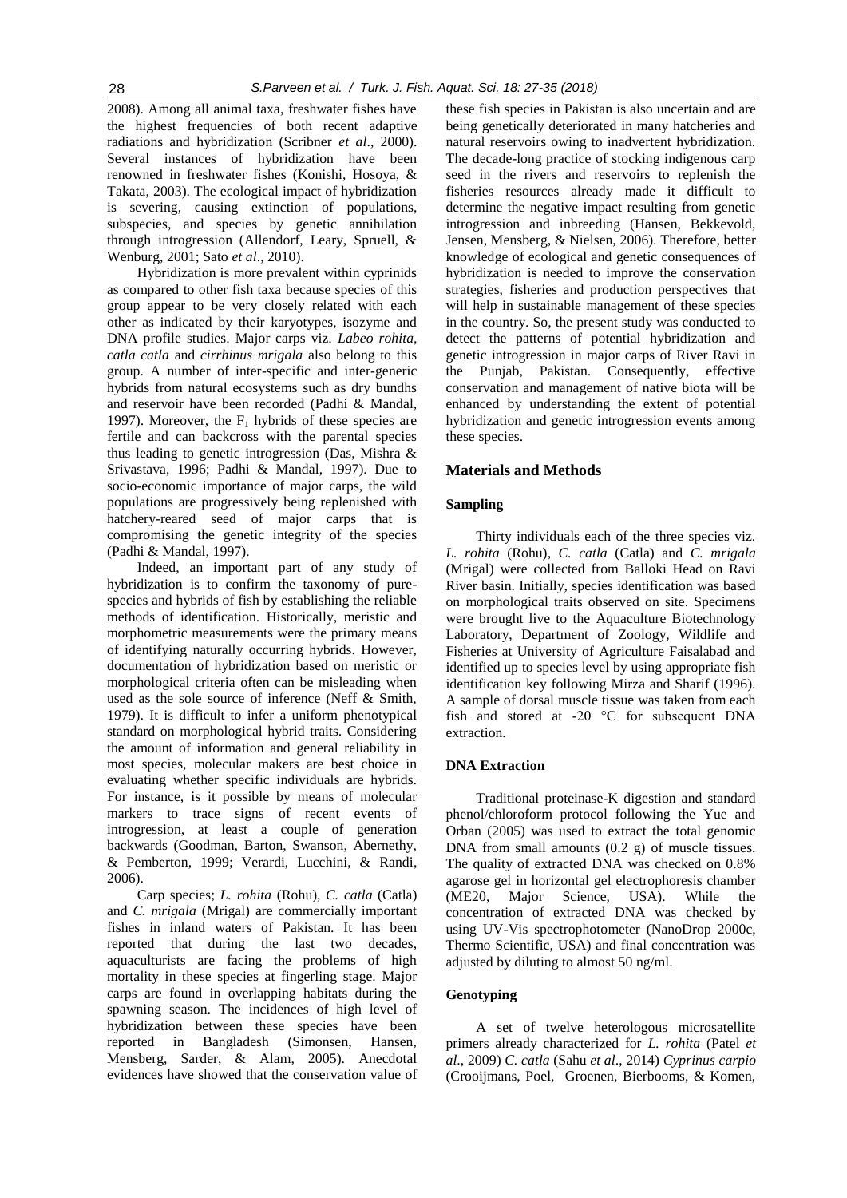2008). Among all animal taxa, freshwater fishes have the highest frequencies of both recent adaptive radiations and hybridization (Scribner *et al*., 2000). Several instances of hybridization have been renowned in freshwater fishes (Konishi, Hosoya, & Takata, 2003). The ecological impact of hybridization is severing, causing extinction of populations, subspecies, and species by genetic annihilation through introgression (Allendorf, Leary, Spruell, & Wenburg, 2001; Sato *et al*., 2010).

Hybridization is more prevalent within cyprinids as compared to other fish taxa because species of this group appear to be very closely related with each other as indicated by their karyotypes, isozyme and DNA profile studies. Major carps viz. *Labeo rohita, catla catla* and *cirrhinus mrigala* also belong to this group. A number of inter-specific and inter-generic hybrids from natural ecosystems such as dry bundhs and reservoir have been recorded (Padhi & Mandal, 1997). Moreover, the $F_1$ hybrids of these species are fertile and can backcross with the parental species thus leading to genetic introgression (Das, Mishra & Srivastava, 1996; Padhi & Mandal, 1997). Due to socio-economic importance of major carps, the wild populations are progressively being replenished with hatchery-reared seed of major carps that is compromising the genetic integrity of the species (Padhi & Mandal, 1997).

Indeed, an important part of any study of hybridization is to confirm the taxonomy of pure-species and hybrids of fish by establishing the reliable methods of identification. Historically, meristic and morphometric measurements were the primary means of identifying naturally occurring hybrids. However, documentation of hybridization based on meristic or morphological criteria often can be misleading when used as the sole source of inference (Neff & Smith, 1979). It is difficult to infer a uniform phenotypical standard on morphological hybrid traits. Considering the amount of information and general reliability in most species, molecular makers are best choice in evaluating whether specific individuals are hybrids. For instance, is it possible by means of molecular markers to trace signs of recent events of introgression, at least a couple of generation backwards (Goodman, Barton, Swanson, Abernethy, & Pemberton, 1999; Verardi, Lucchini, & Randi, 2006).

Carp species; *L. rohita* (Rohu), *C. catla* (Catla) and *C. mrigala* (Mrigal) are commercially important fishes in inland waters of Pakistan. It has been reported that during the last two decades, aquaculturists are facing the problems of high mortality in these species at fingerling stage. Major carps are found in overlapping habitats during the spawning season. The incidences of high level of hybridization between these species have been reported in Bangladesh (Simonsen, Hansen, Mensberg, Sarder, & Alam, 2005). Anecdotal evidences have showed that the conservation value of these fish species in Pakistan is also uncertain and are being genetically deteriorated in many hatcheries and natural reservoirs owing to inadvertent hybridization. The decade-long practice of stocking indigenous carp seed in the rivers and reservoirs to replenish the fisheries resources already made it difficult to determine the negative impact resulting from genetic introgression and inbreeding (Hansen, Bekkevold, Jensen, Mensberg, & Nielsen, 2006). Therefore, better knowledge of ecological and genetic consequences of hybridization is needed to improve the conservation strategies, fisheries and production perspectives that will help in sustainable management of these species in the country. So, the present study was conducted to detect the patterns of potential hybridization and genetic introgression in major carps of River Ravi in the Punjab, Pakistan. Consequently, effective conservation and management of native biota will be enhanced by understanding the extent of potential hybridization and genetic introgression events among these species.

## Materials and Methods

### Sampling

Thirty individuals each of the three species viz. *L. rohita* (Rohu), *C. catla* (Catla) and *C. mrigala* (Mrigal) were collected from Balloki Head on Ravi River basin. Initially, species identification was based on morphological traits observed on site. Specimens were brought live to the Aquaculture Biotechnology Laboratory, Department of Zoology, Wildlife and Fisheries at University of Agriculture Faisalabad and identified up to species level by using appropriate fish identification key following Mirza and Sharif (1996). A sample of dorsal muscle tissue was taken from each fish and stored at -20 °C for subsequent DNA extraction.

### DNA Extraction

Traditional proteinase-K digestion and standard phenol/chloroform protocol following the Yue and Orban (2005) was used to extract the total genomic DNA from small amounts (0.2 g) of muscle tissues. The quality of extracted DNA was checked on 0.8% agarose gel in horizontal gel electrophoresis chamber (ME20, Major Science, USA). While the concentration of extracted DNA was checked by using UV-Vis spectrophotometer (NanoDrop 2000c, Thermo Scientific, USA) and final concentration was adjusted by diluting to almost 50 ng/ml.

### Genotyping

A set of twelve heterologous microsatellite primers already characterized for *L. rohita* (Patel *et al*., 2009) *C. catla* (Sahu *et al*., 2014) *Cyprinus carpio* (Crooijmans, Poel, Groenen, Bierbooms, & Komen,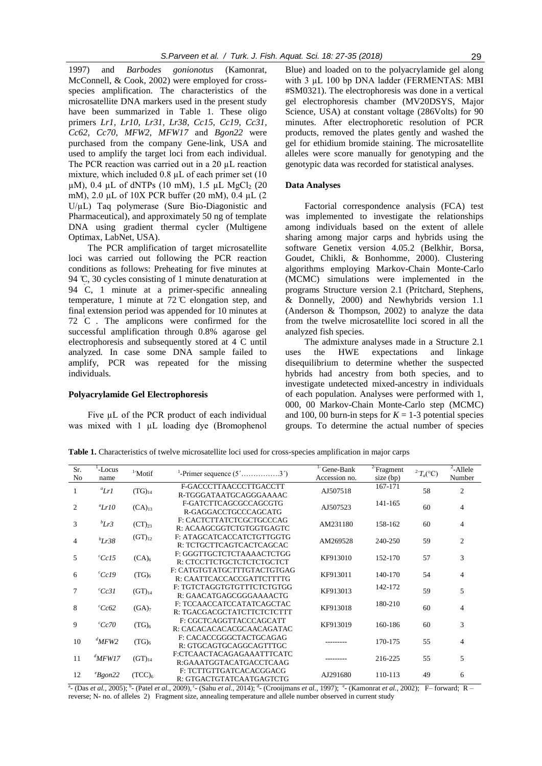1997) and *Barbodes gonionotus* (Kamonrat, McConnell, & Cook, 2002) were employed for cross-species amplification. The characteristics of the microsatellite DNA markers used in the present study have been summarized in Table 1. These oligo primers *Lr1, Lr10, Lr31, Lr38, Cc15, Cc19, Cc31, Cc62, Cc70, MFW2, MFW17* and *Bgon22* were purchased from the company Gene-link, USA and used to amplify the target loci from each individual. The PCR reaction was carried out in a 20 µL reaction mixture, which included 0.8 µL of each primer set (10 µM), 0.4 µL of dNTPs (10 mM), 1.5 µL $MgCl_2$ (20 mM), 2.0 µL of 10X PCR buffer (20 mM), 0.4 µL (2 U/µL) Taq polymerase (Sure Bio-Diagonistic and Pharmaceutical), and approximately 50 ng of template DNA using gradient thermal cycler (Multigene Optimax, LabNet, USA).

The PCR amplification of target microsatellite loci was carried out following the PCR reaction conditions as follows: Preheating for five minutes at 94 ℃, 30 cycles consisting of 1 minute denaturation at 94 ℃, 1 minute at a primer-specific annealing temperature, 1 minute at 72 ℃ elongation step, and final extension period was appended for 10 minutes at 72 ℃. The amplicons were confirmed for the successful amplification through 0.8% agarose gel electrophoresis and subsequently stored at 4 ℃ until analyzed. In case some DNA sample failed to amplify, PCR was repeated for the missing individuals.

### Polyacrylamide Gel Electrophoresis

Five µL of the PCR product of each individual was mixed with 1 µL loading dye (Bromophenol Blue) and loaded on to the polyacrylamide gel along with 3 µL 100 bp DNA ladder (FERMENTAS: MBI #SM0321). The electrophoresis was done in a vertical gel electrophoresis chamber (MV20DSYS, Major Science, USA) at constant voltage (286Volts) for 90 minutes. After electrophoretic resolution of PCR products, removed the plates gently and washed the gel for ethidium bromide staining. The microsatellite alleles were score manually for genotyping and the genotypic data was recorded for statistical analyses.

### Data Analyses

Factorial correspondence analysis (FCA) test was implemented to investigate the relationships among individuals based on the extent of allele sharing among major carps and hybrids using the software Genetix version 4.05.2 (Belkhir, Borsa, Goudet, Chikli, & Bonhomme, 2000). Clustering algorithms employing Markov-Chain Monte-Carlo (MCMC) simulations were implemented in the programs Structure version 2.1 (Pritchard, Stephens, & Donnelly, 2000) and Newhybrids version 1.1 (Anderson & Thompson, 2002) to analyze the data from the twelve microsatellite loci scored in all the analyzed fish species.

The admixture analyses made in a Structure 2.1 uses the HWE expectations and linkage disequilibrium to determine whether the suspected hybrids had ancestry from both species, and to investigate undetected mixed-ancestry in individuals of each population. Analyses were performed with 1, 000, 00 Markov-Chain Monte-Carlo step (MCMC) and 100, 00 burn-in steps for $K$ = 1-3 potential species groups. To determine the actual number of species

**Table 1.** Characteristics of twelve microsatellite loci used for cross-species amplification in major carps

| Sr. No | [1]-Locus name | [1]-Motif | [1]-Primer sequence (5´…………….3´) | [1]-Gene-Bank Accession no. | [2]Fragment size (bp) | [2]-$T_a$(°C) | [2]-Allele Number |
|---|---|---|---|---|---|---|---|
| 1 | [a]*Lr1* | $(TG)_{14}$ | F-GACCCTTAACCCTTGACCTT<br>R-TGGGATAATGCAGGGAAAAC | AJ507518 | 167-171 | 58 | 2 |
| 2 | [a]*Lr10* | $(CA)_{13}$ | F-GATCTTCAGCGCCAGCGTG<br>R-GAGGACCTGCCCAGCATG | AJ507523 | 141-165 | 60 | 4 |
| 3 | [b]*Lr3* | $(CT)_{23}$ | F: CACTCTTATCTCGCTGCCCAG<br>R: ACAAGCGGTCTGTGGTGAGTC | AM231180 | 158-162 | 60 | 4 |
| 4 | [b]*Lr38* | $(GT)_{12}$ | F: ATAGCATCACCATCTGTTGGTG<br>R: TCTGCTTCAGTCACTCAGCAC | AM269528 | 240-250 | 59 | 2 |
| 5 | [c]*Cc15* | $(CA)_6$ | F: GGGTTGCTCTCTAAAACTCTGG<br>R: CTCCTTCTGCTCTCTCTGCTCT | KF913010 | 152-170 | 57 | 3 |
| 6 | [c]*Cc19* | $(TG)_6$ | F: CATGTGTATGCTTTGTACTGTGAG<br>R: CAATTCACCACCGATTCTTTTG | KF913011 | 140-170 | 54 | 4 |
| 7 | [c]*Cc31* | $(GT)_{14}$ | F: TGTCTAGGTGTGTTTCTCTGTGG<br>R: GAACATGAGCGGGAAAACTG | KF913013 | 142-172 | 59 | 5 |
| 8 | [c]*Cc62* | $(GA)_7$ | F: TCCAACCATCCATATCAGCTAC<br>R: TGACGACGCTATCTTCTCTCTTT | KF913018 | 180-210 | 60 | 4 |
| 9 | [c]*Cc70* | $(TG)_6$ | F: CGCTCAGGTTACCCAGCATT<br>R: CACACACACACGCAACAGATAC | KF913019 | 160-186 | 60 | 3 |
| 10 | [d]*MFW2* | $(TG)_6$ | F: CACACCGGGCTACTGCAGAG<br>R: GTGCAGTGCAGGCAGTTTGC | --------- | 170-175 | 55 | 4 |
| 11 | [d]*MFW17* | $(GT)_{14}$ | F:CTCAACTACAGAGAAATTTCATC<br>R:GAAATGGTACATGACCTCAAG | --------- | 216-225 | 55 | 5 |
| 12 | [e]*Bgon22* | $(TCC)_6$ | F: TCTTGTTGATCACACGGACG<br>R: GTGACTGTATCAATGAGTCTG | AJ291680 | 110-113 | 49 | 6 |

[a]- (Das *et al.*, 2005); [b]- (Patel *et al.*, 2009), [c]- (Sahu *et al.*, 2014); [d]- (Crooijmans *et al.*, 1997); [e]- (Kamonrat *et al.*, 2002); F– forward; R – reverse; N- no. of alleles 2) Fragment size, annealing temperature and allele number observed in current study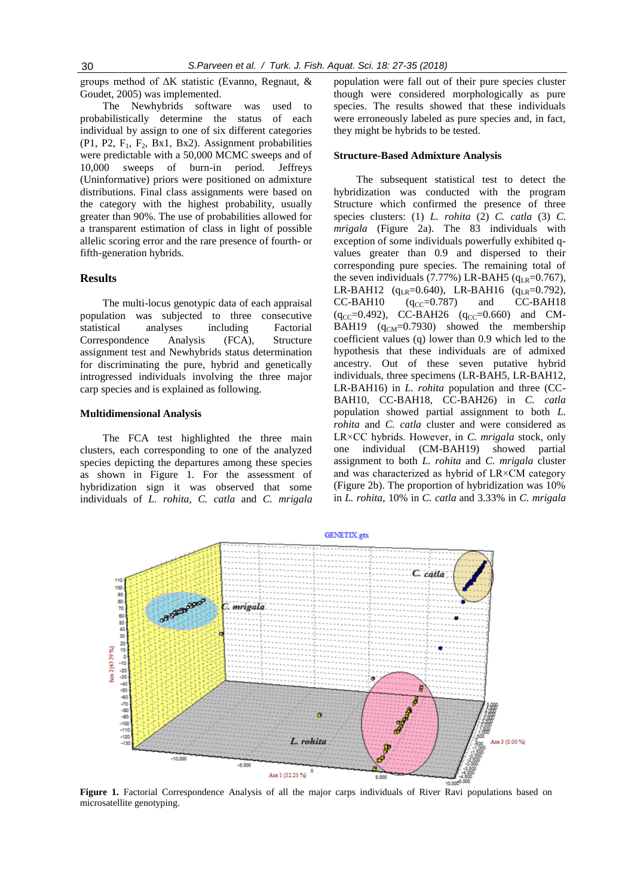groups method of ΔK statistic (Evanno, Regnaut, & Goudet, 2005) was implemented.

The Newhybrids software was used to probabilistically determine the status of each individual by assign to one of six different categories (P1, P2, $F_1$, $F_2$, Bx1, Bx2). Assignment probabilities were predictable with a 50,000 MCMC sweeps and of 10,000 sweeps of burn-in period. Jeffreys (Uninformative) priors were positioned on admixture distributions. Final class assignments were based on the category with the highest probability, usually greater than 90%. The use of probabilities allowed for a transparent estimation of class in light of possible allelic scoring error and the rare presence of fourth- or fifth-generation hybrids.

## Results

The multi-locus genotypic data of each appraisal population was subjected to three consecutive statistical analyses including Factorial Correspondence Analysis (FCA), Structure assignment test and Newhybrids status determination for discriminating the pure, hybrid and genetically introgressed individuals involving the three major carp species and is explained as following.

### Multidimensional Analysis

The FCA test highlighted the three main clusters, each corresponding to one of the analyzed species depicting the departures among these species as shown in Figure 1. For the assessment of hybridization sign it was observed that some individuals of *L. rohita*, *C. catla* and *C. mrigala* population were fall out of their pure species cluster though were considered morphologically as pure species. The results showed that these individuals were erroneously labeled as pure species and, in fact, they might be hybrids to be tested.

### Structure-Based Admixture Analysis

The subsequent statistical test to detect the hybridization was conducted with the program Structure which confirmed the presence of three species clusters: (1) *L. rohita* (2) *C. catla* (3) *C. mrigala* (Figure 2a). The 83 individuals with exception of some individuals powerfully exhibited q-values greater than 0.9 and dispersed to their corresponding pure species. The remaining total of the seven individuals (7.77%) LR-BAH5 ($q_{LR}$=0.767), LR-BAH12 ($q_{LR}$=0.640), LR-BAH16 ($q_{LR}$=0.792), CC-BAH10 ($q_{CC}$=0.787) and CC-BAH18 ($q_{CC}$=0.492), CC-BAH26 ($q_{CC}$=0.660) and CM-BAH19 ($q_{CM}$=0.7930) showed the membership coefficient values (q) lower than 0.9 which led to the hypothesis that these individuals are of admixed ancestry. Out of these seven putative hybrid individuals, three specimens (LR-BAH5, LR-BAH12, LR-BAH16) in *L. rohita* population and three (CC-BAH10, CC-BAH18, CC-BAH26) in *C. catla* population showed partial assignment to both *L. rohita* and *C. catla* cluster and were considered as LR×CC hybrids. However, in *C. mrigala* stock, only one individual (CM-BAH19) showed partial assignment to both *L. rohita* and *C. mrigala* cluster and was characterized as hybrid of LR×CM category (Figure 2b). The proportion of hybridization was 10% in *L. rohita*, 10% in *C. catla* and 3.33% in *C. mrigala*

**Figure 1.** Factorial Correspondence Analysis of all the major carps individuals of River Ravi populations based on microsatellite genotyping.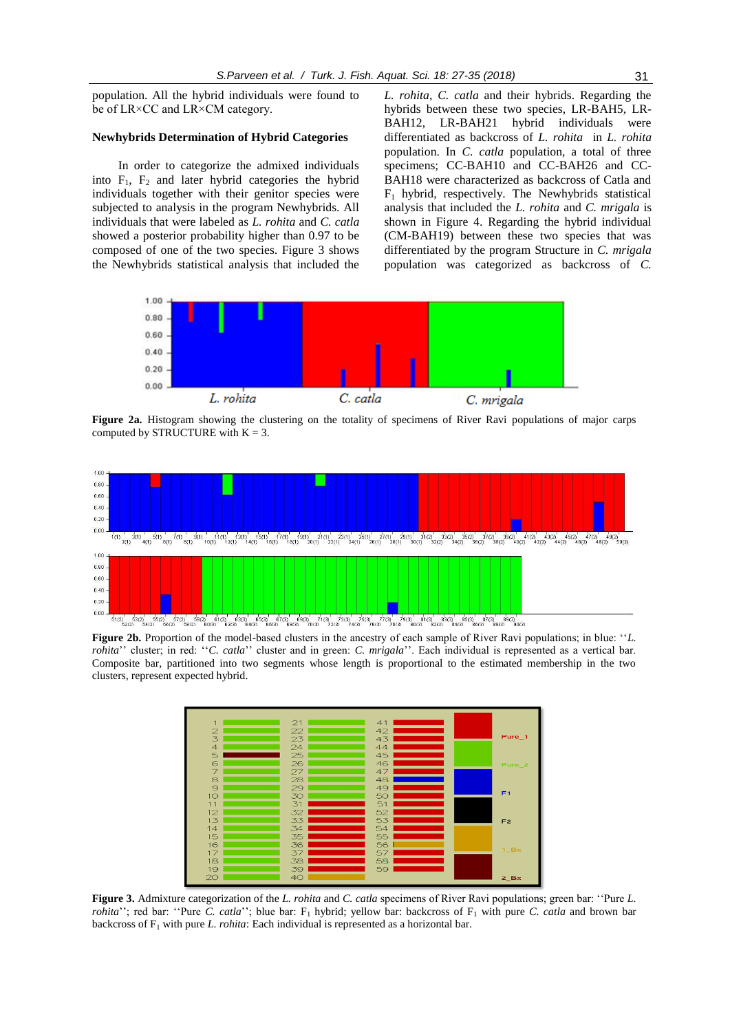population. All the hybrid individuals were found to be of LR×CC and LR×CM category.

**Newhybrids Determination of Hybrid Categories**

In order to categorize the admixed individuals into $F_1$, $F_2$ and later hybrid categories the hybrid individuals together with their genitor species were subjected to analysis in the program Newhybrids. All individuals that were labeled as *L. rohita* and *C. catla* showed a posterior probability higher than 0.97 to be composed of one of the two species. Figure 3 shows the Newhybrids statistical analysis that included the *L. rohita*, *C. catla* and their hybrids. Regarding the hybrids between these two species, LR-BAH5, LR-BAH12, LR-BAH21 hybrid individuals were differentiated as backcross of *L. rohita* in *L. rohita* population. In *C. catla* population, a total of three specimens; CC-BAH10 and CC-BAH26 and CC-BAH18 were characterized as backcross of Catla and $F_1$ hybrid, respectively. The Newhybrids statistical analysis that included the *L. rohita* and *C. mrigala* is shown in Figure 4. Regarding the hybrid individual (CM-BAH19) between these two species that was differentiated by the program Structure in *C. mrigala* population was categorized as backcross of *C.*

**Figure 2a.** Histogram showing the clustering on the totality of specimens of River Ravi populations of major carps computed by STRUCTURE with K = 3.

**Figure 2b.** Proportion of the model-based clusters in the ancestry of each sample of River Ravi populations; in blue: ''*L. rohita*'' cluster; in red: ''*C. catla*'' cluster and in green: *C. mrigala*''. Each individual is represented as a vertical bar. Composite bar, partitioned into two segments whose length is proportional to the estimated membership in the two clusters, represent expected hybrid.

**Figure 3.** Admixture categorization of the *L. rohita* and *C. catla* specimens of River Ravi populations; green bar: ''Pure *L. rohita*''; red bar: ''Pure *C. catla*''; blue bar: $F_1$ hybrid; yellow bar: backcross of $F_1$ with pure *C. catla* and brown bar backcross of $F_1$ with pure *L. rohita*: Each individual is represented as a horizontal bar.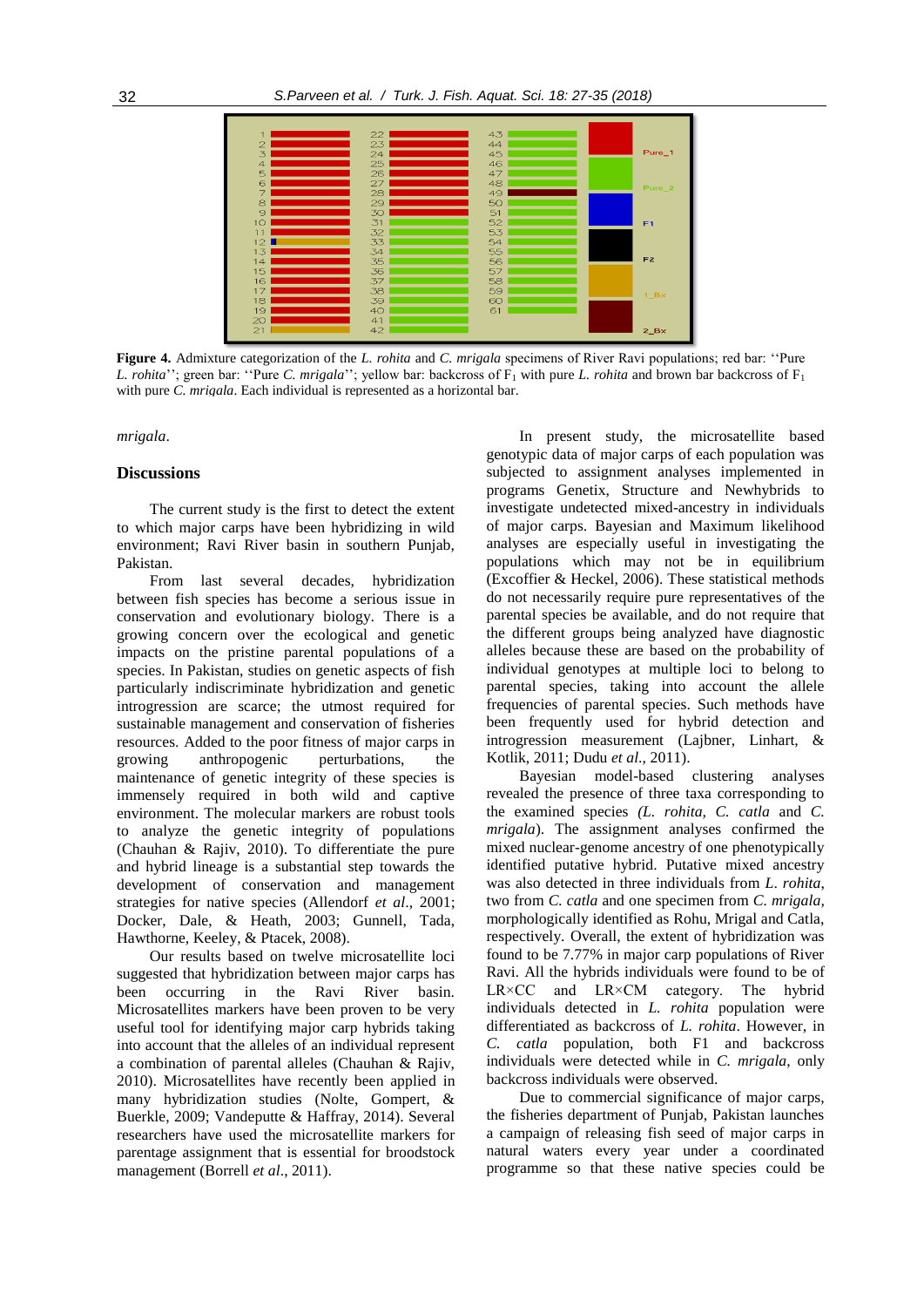**Figure 4.** Admixture categorization of the *L. rohita* and *C. mrigala* specimens of River Ravi populations; red bar: ''Pure *L. rohita*''; green bar: ''Pure *C. mrigala*''; yellow bar: backcross of $F_1$ with pure *L. rohita* and brown bar backcross of $F_1$ with pure *C. mrigala*. Each individual is represented as a horizontal bar.

*mrigala*.

## Discussions

The current study is the first to detect the extent to which major carps have been hybridizing in wild environment; Ravi River basin in southern Punjab, Pakistan.

From last several decades, hybridization between fish species has become a serious issue in conservation and evolutionary biology. There is a growing concern over the ecological and genetic impacts on the pristine parental populations of a species. In Pakistan, studies on genetic aspects of fish particularly indiscriminate hybridization and genetic introgression are scarce; the utmost required for sustainable management and conservation of fisheries resources. Added to the poor fitness of major carps in growing anthropogenic perturbations, the maintenance of genetic integrity of these species is immensely required in both wild and captive environment. The molecular markers are robust tools to analyze the genetic integrity of populations (Chauhan & Rajiv, 2010). To differentiate the pure and hybrid lineage is a substantial step towards the development of conservation and management strategies for native species (Allendorf *et al*., 2001; Docker, Dale, & Heath, 2003; Gunnell, Tada, Hawthorne, Keeley, & Ptacek, 2008).

Our results based on twelve microsatellite loci suggested that hybridization between major carps has been occurring in the Ravi River basin. Microsatellites markers have been proven to be very useful tool for identifying major carp hybrids taking into account that the alleles of an individual represent a combination of parental alleles (Chauhan & Rajiv, 2010). Microsatellites have been applied in many hybridization studies (Nolte, Gompert, & Buerkle, 2009; Vandeputte & Haffray, 2014). Several researchers have used the microsatellite markers for parentage assignment that is essential for broodstock management (Borrell *et al*., 2011).

In present study, the microsatellite based genotypic data of major carps of each population was subjected to assignment analyses implemented in programs Genetix, Structure and Newhybrids to investigate undetected mixed-ancestry in individuals of major carps. Bayesian and Maximum likelihood analyses are especially useful in investigating the populations which may not be in equilibrium (Excoffier & Heckel, 2006). These statistical methods do not necessarily require pure representatives of the parental species be available, and do not require that the different groups being analyzed have diagnostic alleles because these are based on the probability of individual genotypes at multiple loci to belong to parental species, taking into account the allele frequencies of parental species. Such methods have been frequently used for hybrid detection and introgression measurement (Lajbner, Linhart, & Kotlik, 2011; Dudu *et al*., 2011).

Bayesian model-based clustering analyses revealed the presence of three taxa corresponding to the examined species *(L. rohita, C. catla* and *C. mrigala*). The assignment analyses confirmed the mixed nuclear-genome ancestry of one phenotypically identified putative hybrid. Putative mixed ancestry was also detected in three individuals from *L. rohita*, two from *C. catla* and one specimen from *C. mrigala*, morphologically identified as Rohu, Mrigal and Catla, respectively. Overall, the extent of hybridization was found to be 7.77% in major carp populations of River Ravi. All the hybrids individuals were found to be of LR×CC and LR×CM category. The hybrid individuals detected in *L. rohita* population were differentiated as backcross of *L. rohita*. However, in *C. catla* population, both F1 and backcross individuals were detected while in *C. mrigala*, only backcross individuals were observed.

Due to commercial significance of major carps, the fisheries department of Punjab, Pakistan launches a campaign of releasing fish seed of major carps in natural waters every year under a coordinated programme so that these native species could be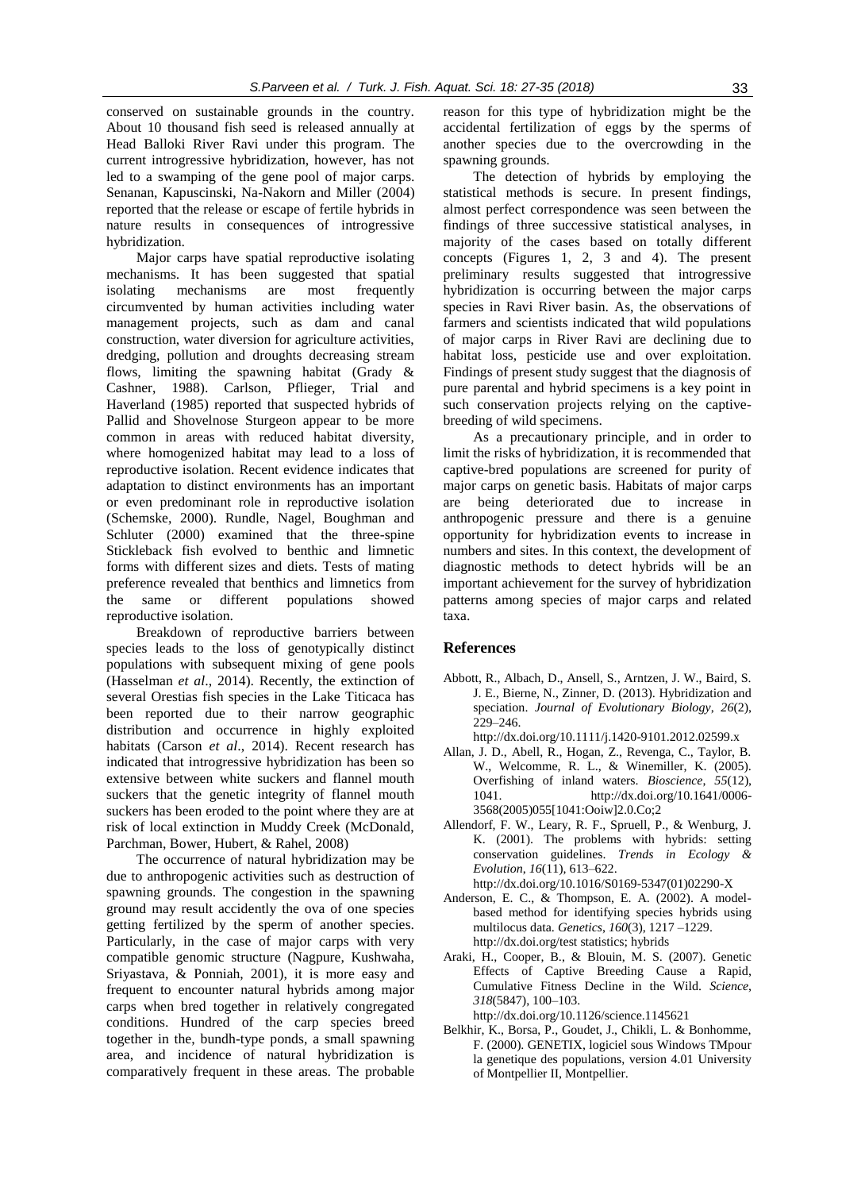conserved on sustainable grounds in the country. About 10 thousand fish seed is released annually at Head Balloki River Ravi under this program. The current introgressive hybridization, however, has not led to a swamping of the gene pool of major carps. Senanan, Kapuscinski, Na-Nakorn and Miller (2004) reported that the release or escape of fertile hybrids in nature results in consequences of introgressive hybridization.

Major carps have spatial reproductive isolating mechanisms. It has been suggested that spatial isolating mechanisms are most frequently circumvented by human activities including water management projects, such as dam and canal construction, water diversion for agriculture activities, dredging, pollution and droughts decreasing stream flows, limiting the spawning habitat (Grady & Cashner, 1988). Carlson, Pflieger, Trial and Haverland (1985) reported that suspected hybrids of Pallid and Shovelnose Sturgeon appear to be more common in areas with reduced habitat diversity, where homogenized habitat may lead to a loss of reproductive isolation. Recent evidence indicates that adaptation to distinct environments has an important or even predominant role in reproductive isolation (Schemske, 2000). Rundle, Nagel, Boughman and Schluter (2000) examined that the three-spine Stickleback fish evolved to benthic and limnetic forms with different sizes and diets. Tests of mating preference revealed that benthics and limnetics from the same or different populations showed reproductive isolation.

Breakdown of reproductive barriers between species leads to the loss of genotypically distinct populations with subsequent mixing of gene pools (Hasselman *et al*., 2014). Recently, the extinction of several Orestias fish species in the Lake Titicaca has been reported due to their narrow geographic distribution and occurrence in highly exploited habitats (Carson *et al*., 2014). Recent research has indicated that introgressive hybridization has been so extensive between white suckers and flannel mouth suckers that the genetic integrity of flannel mouth suckers has been eroded to the point where they are at risk of local extinction in Muddy Creek (McDonald, Parchman, Bower, Hubert, & Rahel, 2008)

The occurrence of natural hybridization may be due to anthropogenic activities such as destruction of spawning grounds. The congestion in the spawning ground may result accidently the ova of one species getting fertilized by the sperm of another species. Particularly, in the case of major carps with very compatible genomic structure (Nagpure, Kushwaha, Sriyastava, & Ponniah, 2001), it is more easy and frequent to encounter natural hybrids among major carps when bred together in relatively congregated conditions. Hundred of the carp species breed together in the, bundh-type ponds, a small spawning area, and incidence of natural hybridization is comparatively frequent in these areas. The probable reason for this type of hybridization might be the accidental fertilization of eggs by the sperms of another species due to the overcrowding in the spawning grounds.

The detection of hybrids by employing the statistical methods is secure. In present findings, almost perfect correspondence was seen between the findings of three successive statistical analyses, in majority of the cases based on totally different concepts (Figures 1, 2, 3 and 4). The present preliminary results suggested that introgressive hybridization is occurring between the major carps species in Ravi River basin. As, the observations of farmers and scientists indicated that wild populations of major carps in River Ravi are declining due to habitat loss, pesticide use and over exploitation. Findings of present study suggest that the diagnosis of pure parental and hybrid specimens is a key point in such conservation projects relying on the captive-breeding of wild specimens.

As a precautionary principle, and in order to limit the risks of hybridization, it is recommended that captive-bred populations are screened for purity of major carps on genetic basis. Habitats of major carps are being deteriorated due to increase in anthropogenic pressure and there is a genuine opportunity for hybridization events to increase in numbers and sites. In this context, the development of diagnostic methods to detect hybrids will be an important achievement for the survey of hybridization patterns among species of major carps and related taxa.

## References

Abbott, R., Albach, D., Ansell, S., Arntzen, J. W., Baird, S. J. E., Bierne, N., Zinner, D. (2013). Hybridization and speciation. *Journal of Evolutionary Biology*, *26*(2), 229–246. http://dx.doi.org/10.1111/j.1420-9101.2012.02599.x

Allan, J. D., Abell, R., Hogan, Z., Revenga, C., Taylor, B. W., Welcomme, R. L., & Winemiller, K. (2005). Overfishing of inland waters. *Bioscience*, *55*(12), 1041. http://dx.doi.org/10.1641/0006-3568(2005)055[1041:Ooiw]2.0.Co;2

Allendorf, F. W., Leary, R. F., Spruell, P., & Wenburg, J. K. (2001). The problems with hybrids: setting conservation guidelines. *Trends in Ecology & Evolution*, *16*(11), 613–622. http://dx.doi.org/10.1016/S0169-5347(01)02290-X

Anderson, E. C., & Thompson, E. A. (2002). A model-based method for identifying species hybrids using multilocus data. *Genetics*, *160*(3), 1217 –1229. http://dx.doi.org/test statistics; hybrids

Araki, H., Cooper, B., & Blouin, M. S. (2007). Genetic Effects of Captive Breeding Cause a Rapid, Cumulative Fitness Decline in the Wild. *Science*, *318*(5847), 100–103. http://dx.doi.org/10.1126/science.1145621

Belkhir, K., Borsa, P., Goudet, J., Chikli, L. & Bonhomme, F. (2000). GENETIX, logiciel sous Windows TMpour la genetique des populations, version 4.01 University of Montpellier II, Montpellier.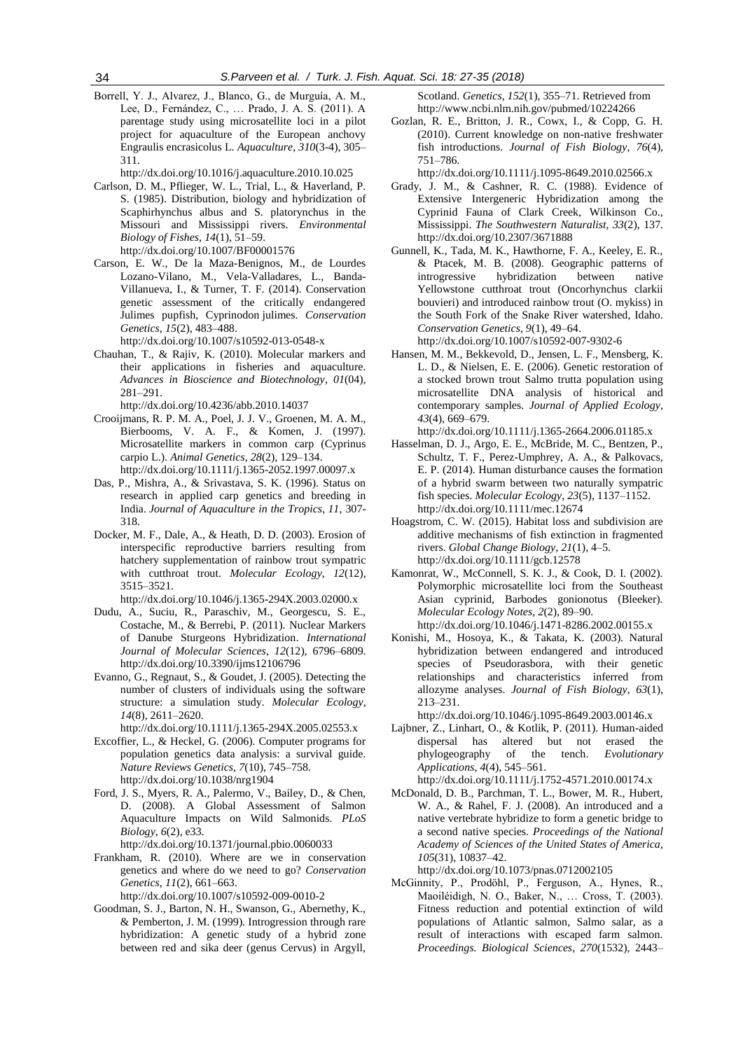Borrell, Y. J., Alvarez, J., Blanco, G., de Murguía, A. M., Lee, D., Fernández, C., … Prado, J. A. S. (2011). A parentage study using microsatellite loci in a pilot project for aquaculture of the European anchovy Engraulis encrasicolus L. *Aquaculture*, *310*(3-4), 305–311. http://dx.doi.org/10.1016/j.aquaculture.2010.10.025

Carlson, D. M., Pflieger, W. L., Trial, L., & Haverland, P. S. (1985). Distribution, biology and hybridization of Scaphirhynchus albus and S. platorynchus in the Missouri and Mississippi rivers. *Environmental Biology of Fishes*, *14*(1), 51–59. http://dx.doi.org/10.1007/BF00001576

Carson, E. W., De la Maza-Benignos, M., de Lourdes Lozano-Vilano, M., Vela-Valladares, L., Banda-Villanueva, I., & Turner, T. F. (2014). Conservation genetic assessment of the critically endangered Julimes pupfish, Cyprinodon julimes. *Conservation Genetics*, *15*(2), 483–488. http://dx.doi.org/10.1007/s10592-013-0548-x

Chauhan, T., & Rajiv, K. (2010). Molecular markers and their applications in fisheries and aquaculture. *Advances in Bioscience and Biotechnology*, *01*(04), 281–291. http://dx.doi.org/10.4236/abb.2010.14037

Crooijmans, R. P. M. A., Poel, J. J. V., Groenen, M. A. M., Bierbooms, V. A. F., & Komen, J. (1997). Microsatellite markers in common carp (Cyprinus carpio L.). *Animal Genetics*, *28*(2), 129–134. http://dx.doi.org/10.1111/j.1365-2052.1997.00097.x

Das, P., Mishra, A., & Srivastava, S. K. (1996). Status on research in applied carp genetics and breeding in India. *Journal of Aquaculture in the Tropics*, *11*, 307-318.

Docker, M. F., Dale, A., & Heath, D. D. (2003). Erosion of interspecific reproductive barriers resulting from hatchery supplementation of rainbow trout sympatric with cutthroat trout. *Molecular Ecology*, *12*(12), 3515–3521. http://dx.doi.org/10.1046/j.1365-294X.2003.02000.x

Dudu, A., Suciu, R., Paraschiv, M., Georgescu, S. E., Costache, M., & Berrebi, P. (2011). Nuclear Markers of Danube Sturgeons Hybridization. *International Journal of Molecular Sciences*, *12*(12), 6796–6809. http://dx.doi.org/10.3390/ijms12106796

Evanno, G., Regnaut, S., & Goudet, J. (2005). Detecting the number of clusters of individuals using the software structure: a simulation study. *Molecular Ecology*, *14*(8), 2611–2620. http://dx.doi.org/10.1111/j.1365-294X.2005.02553.x

Excoffier, L., & Heckel, G. (2006). Computer programs for population genetics data analysis: a survival guide. *Nature Reviews Genetics*, *7*(10), 745–758. http://dx.doi.org/10.1038/nrg1904

Ford, J. S., Myers, R. A., Palermo, V., Bailey, D., & Chen, D. (2008). A Global Assessment of Salmon Aquaculture Impacts on Wild Salmonids. *PLoS Biology*, *6*(2), e33. http://dx.doi.org/10.1371/journal.pbio.0060033

Frankham, R. (2010). Where are we in conservation genetics and where do we need to go? *Conservation Genetics*, *11*(2), 661–663. http://dx.doi.org/10.1007/s10592-009-0010-2

Goodman, S. J., Barton, N. H., Swanson, G., Abernethy, K., & Pemberton, J. M. (1999). Introgression through rare hybridization: A genetic study of a hybrid zone between red and sika deer (genus Cervus) in Argyll, Scotland. *Genetics*, *152*(1), 355–71. Retrieved from http://www.ncbi.nlm.nih.gov/pubmed/10224266

Gozlan, R. E., Britton, J. R., Cowx, I., & Copp, G. H. (2010). Current knowledge on non-native freshwater fish introductions. *Journal of Fish Biology*, *76*(4), 751–786. http://dx.doi.org/10.1111/j.1095-8649.2010.02566.x

Grady, J. M., & Cashner, R. C. (1988). Evidence of Extensive Intergeneric Hybridization among the Cyprinid Fauna of Clark Creek, Wilkinson Co., Mississippi. *The Southwestern Naturalist*, *33*(2), 137. http://dx.doi.org/10.2307/3671888

Gunnell, K., Tada, M. K., Hawthorne, F. A., Keeley, E. R., & Ptacek, M. B. (2008). Geographic patterns of introgressive hybridization between native Yellowstone cutthroat trout (Oncorhynchus clarkii bouvieri) and introduced rainbow trout (O. mykiss) in the South Fork of the Snake River watershed, Idaho. *Conservation Genetics*, *9*(1), 49–64. http://dx.doi.org/10.1007/s10592-007-9302-6

Hansen, M. M., Bekkevold, D., Jensen, L. F., Mensberg, K. L. D., & Nielsen, E. E. (2006). Genetic restoration of a stocked brown trout Salmo trutta population using microsatellite DNA analysis of historical and contemporary samples. *Journal of Applied Ecology*, *43*(4), 669–679. http://dx.doi.org/10.1111/j.1365-2664.2006.01185.x

Hasselman, D. J., Argo, E. E., McBride, M. C., Bentzen, P., Schultz, T. F., Perez-Umphrey, A. A., & Palkovacs, E. P. (2014). Human disturbance causes the formation of a hybrid swarm between two naturally sympatric fish species. *Molecular Ecology*, *23*(5), 1137–1152. http://dx.doi.org/10.1111/mec.12674

Hoagstrom, C. W. (2015). Habitat loss and subdivision are additive mechanisms of fish extinction in fragmented rivers. *Global Change Biology*, *21*(1), 4–5. http://dx.doi.org/10.1111/gcb.12578

Kamonrat, W., McConnell, S. K. J., & Cook, D. I. (2002). Polymorphic microsatellite loci from the Southeast Asian cyprinid, Barbodes gonionotus (Bleeker). *Molecular Ecology Notes*, *2*(2), 89–90. http://dx.doi.org/10.1046/j.1471-8286.2002.00155.x

Konishi, M., Hosoya, K., & Takata, K. (2003). Natural hybridization between endangered and introduced species of Pseudorasbora, with their genetic relationships and characteristics inferred from allozyme analyses. *Journal of Fish Biology*, *63*(1), 213–231. http://dx.doi.org/10.1046/j.1095-8649.2003.00146.x

Lajbner, Z., Linhart, O., & Kotlik, P. (2011). Human-aided dispersal has altered but not erased the phylogeography of the tench. *Evolutionary Applications*, *4*(4), 545–561. http://dx.doi.org/10.1111/j.1752-4571.2010.00174.x

McDonald, D. B., Parchman, T. L., Bower, M. R., Hubert, W. A., & Rahel, F. J. (2008). An introduced and a native vertebrate hybridize to form a genetic bridge to a second native species. *Proceedings of the National Academy of Sciences of the United States of America*, *105*(31), 10837–42. http://dx.doi.org/10.1073/pnas.0712002105

McGinnity, P., Prodöhl, P., Ferguson, A., Hynes, R., Maoiléidigh, N. O., Baker, N., … Cross, T. (2003). Fitness reduction and potential extinction of wild populations of Atlantic salmon, Salmo salar, as a result of interactions with escaped farm salmon. *Proceedings. Biological Sciences*, *270*(1532), 2443–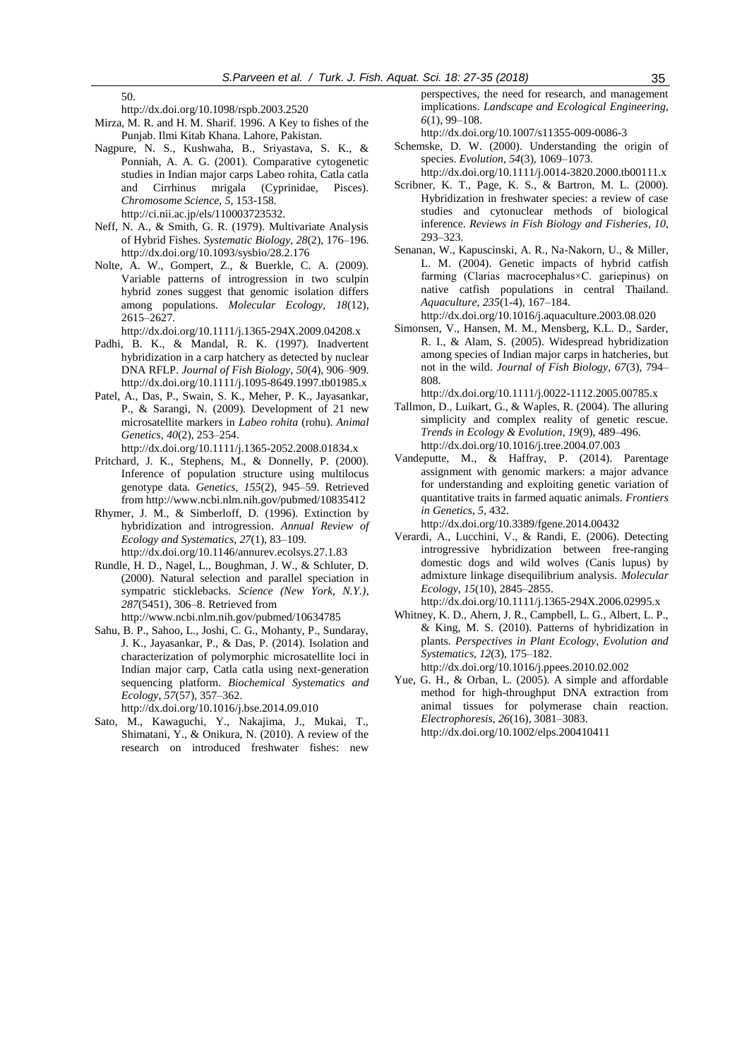50.
http://dx.doi.org/10.1098/rspb.2003.2520

Mirza, M. R. and H. M. Sharif. 1996. A Key to fishes of the Punjab. Ilmi Kitab Khana. Lahore, Pakistan.

Nagpure, N. S., Kushwaha, B., Sriyastava, S. K., & Ponniah, A. A. G. (2001). Comparative cytogenetic studies in Indian major carps Labeo rohita, Catla catla and Cirrhinus mrigala (Cyprinidae, Pisces). *Chromosome Science*, *5*, 153-158. http://ci.nii.ac.jp/els/110003723532.

Neff, N. A., & Smith, G. R. (1979). Multivariate Analysis of Hybrid Fishes. *Systematic Biology*, *28*(2), 176–196. http://dx.doi.org/10.1093/sysbio/28.2.176

Nolte, A. W., Gompert, Z., & Buerkle, C. A. (2009). Variable patterns of introgression in two sculpin hybrid zones suggest that genomic isolation differs among populations. *Molecular Ecology*, *18*(12), 2615–2627.
http://dx.doi.org/10.1111/j.1365-294X.2009.04208.x

Padhi, B. K., & Mandal, R. K. (1997). Inadvertent hybridization in a carp hatchery as detected by nuclear DNA RFLP. *Journal of Fish Biology*, *50*(4), 906–909. http://dx.doi.org/10.1111/j.1095-8649.1997.tb01985.x

Patel, A., Das, P., Swain, S. K., Meher, P. K., Jayasankar, P., & Sarangi, N. (2009). Development of 21 new microsatellite markers in *Labeo rohita* (rohu). *Animal Genetics*, *40*(2), 253–254.
http://dx.doi.org/10.1111/j.1365-2052.2008.01834.x

Pritchard, J. K., Stephens, M., & Donnelly, P. (2000). Inference of population structure using multilocus genotype data. *Genetics*, *155*(2), 945–59. Retrieved from http://www.ncbi.nlm.nih.gov/pubmed/10835412

Rhymer, J. M., & Simberloff, D. (1996). Extinction by hybridization and introgression. *Annual Review of Ecology and Systematics*, *27*(1), 83–109. http://dx.doi.org/10.1146/annurev.ecolsys.27.1.83

Rundle, H. D., Nagel, L., Boughman, J. W., & Schluter, D. (2000). Natural selection and parallel speciation in sympatric sticklebacks. *Science (New York, N.Y.)*, *287*(5451), 306–8. Retrieved from http://www.ncbi.nlm.nih.gov/pubmed/10634785

Sahu, B. P., Sahoo, L., Joshi, C. G., Mohanty, P., Sundaray, J. K., Jayasankar, P., & Das, P. (2014). Isolation and characterization of polymorphic microsatellite loci in Indian major carp, Catla catla using next-generation sequencing platform. *Biochemical Systematics and Ecology*, *57*(57), 357–362.
http://dx.doi.org/10.1016/j.bse.2014.09.010

Sato, M., Kawaguchi, Y., Nakajima, J., Mukai, T., Shimatani, Y., & Onikura, N. (2010). A review of the research on introduced freshwater fishes: new perspectives, the need for research, and management implications. *Landscape and Ecological Engineering*, *6*(1), 99–108.
http://dx.doi.org/10.1007/s11355-009-0086-3

Schemske, D. W. (2000). Understanding the origin of species. *Evolution*, *54*(3), 1069–1073.
http://dx.doi.org/10.1111/j.0014-3820.2000.tb00111.x

Scribner, K. T., Page, K. S., & Bartron, M. L. (2000). Hybridization in freshwater species: a review of case studies and cytonuclear methods of biological inference. *Reviews in Fish Biology and Fisheries*, *10*, 293–323.

Senanan, W., Kapuscinski, A. R., Na-Nakorn, U., & Miller, L. M. (2004). Genetic impacts of hybrid catfish farming (Clarias macrocephalus×C. gariepinus) on native catfish populations in central Thailand. *Aquaculture*, *235*(1-4), 167–184.
http://dx.doi.org/10.1016/j.aquaculture.2003.08.020

Simonsen, V., Hansen, M. M., Mensberg, K.L. D., Sarder, R. I., & Alam, S. (2005). Widespread hybridization among species of Indian major carps in hatcheries, but not in the wild. *Journal of Fish Biology*, *67*(3), 794–808.
http://dx.doi.org/10.1111/j.0022-1112.2005.00785.x

Tallmon, D., Luikart, G., & Waples, R. (2004). The alluring simplicity and complex reality of genetic rescue. *Trends in Ecology & Evolution*, *19*(9), 489–496. http://dx.doi.org/10.1016/j.tree.2004.07.003

Vandeputte, M., & Haffray, P. (2014). Parentage assignment with genomic markers: a major advance for understanding and exploiting genetic variation of quantitative traits in farmed aquatic animals. *Frontiers in Genetics*, *5*, 432.
http://dx.doi.org/10.3389/fgene.2014.00432

Verardi, A., Lucchini, V., & Randi, E. (2006). Detecting introgressive hybridization between free-ranging domestic dogs and wild wolves (Canis lupus) by admixture linkage disequilibrium analysis. *Molecular Ecology*, *15*(10), 2845–2855.
http://dx.doi.org/10.1111/j.1365-294X.2006.02995.x

Whitney, K. D., Ahern, J. R., Campbell, L. G., Albert, L. P., & King, M. S. (2010). Patterns of hybridization in plants. *Perspectives in Plant Ecology, Evolution and Systematics*, *12*(3), 175–182.
http://dx.doi.org/10.1016/j.ppees.2010.02.002

Yue, G. H., & Orban, L. (2005). A simple and affordable method for high-throughput DNA extraction from animal tissues for polymerase chain reaction. *Electrophoresis*, *26*(16), 3081–3083.
http://dx.doi.org/10.1002/elps.200410411